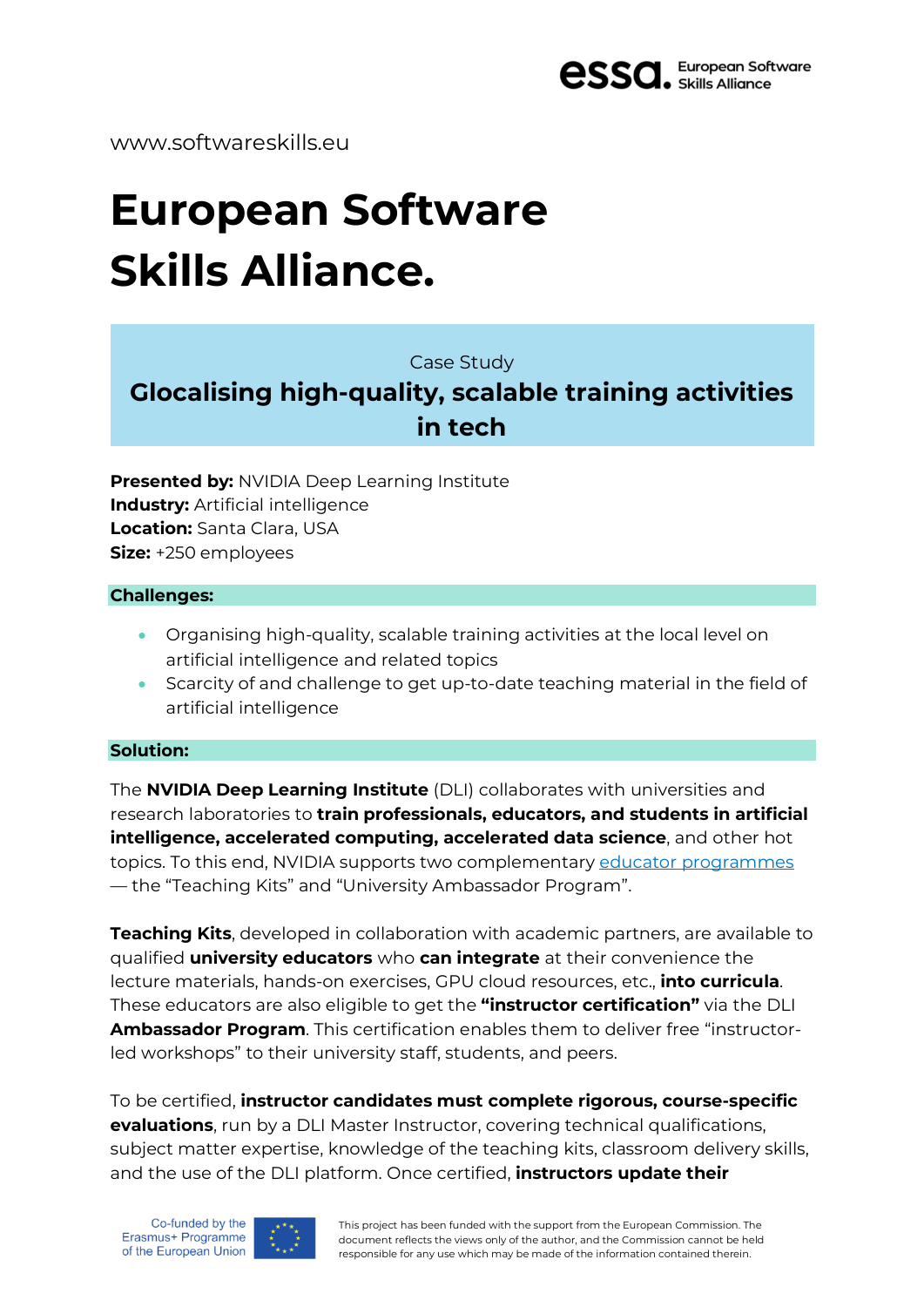www.softwareskills.eu

# European Software Skills Alliance.

Case Study

## Glocalising high-quality, scalable training activities in tech

**Presented by:** NVIDIA Deep Learning Institute
**Industry:** Artificial intelligence
**Location:** Santa Clara, USA
**Size:** +250 employees

### Challenges:

- Organising high-quality, scalable training activities at the local level on artificial intelligence and related topics
- Scarcity of and challenge to get up-to-date teaching material in the field of artificial intelligence

### Solution:

The **NVIDIA Deep Learning Institute** (DLI) collaborates with universities and research laboratories to **train professionals, educators, and students in artificial intelligence, accelerated computing, accelerated data science**, and other hot topics. To this end, NVIDIA supports two complementary educator programmes — the "Teaching Kits" and "University Ambassador Program".

**Teaching Kits**, developed in collaboration with academic partners, are available to qualified **university educators** who **can integrate** at their convenience the lecture materials, hands-on exercises, GPU cloud resources, etc., **into curricula**. These educators are also eligible to get the **"instructor certification"** via the DLI **Ambassador Program**. This certification enables them to deliver free "instructor-led workshops" to their university staff, students, and peers.

To be certified, **instructor candidates must complete rigorous, course-specific evaluations**, run by a DLI Master Instructor, covering technical qualifications, subject matter expertise, knowledge of the teaching kits, classroom delivery skills, and the use of the DLI platform. Once certified, **instructors update their**

Co-funded by the Erasmus+ Programme of the European Union

This project has been funded with the support from the European Commission. The document reflects the views only of the author, and the Commission cannot be held responsible for any use which may be made of the information contained therein.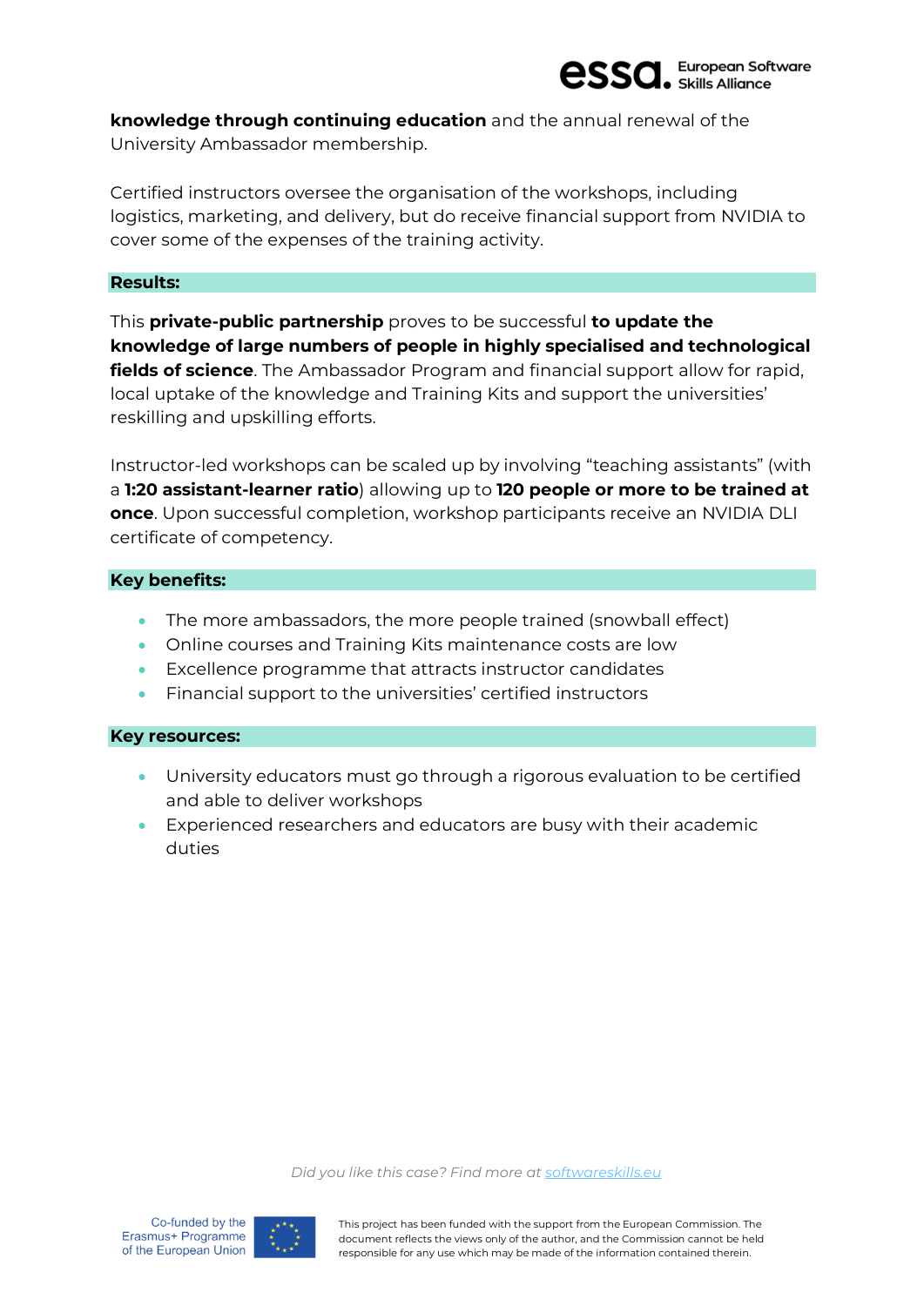**knowledge through continuing education** and the annual renewal of the University Ambassador membership.

Certified instructors oversee the organisation of the workshops, including logistics, marketing, and delivery, but do receive financial support from NVIDIA to cover some of the expenses of the training activity.

## Results:

This **private-public partnership** proves to be successful **to update the knowledge of large numbers of people in highly specialised and technological fields of science**. The Ambassador Program and financial support allow for rapid, local uptake of the knowledge and Training Kits and support the universities' reskilling and upskilling efforts.

Instructor-led workshops can be scaled up by involving "teaching assistants" (with a **1:20 assistant-learner ratio**) allowing up to **120 people or more to be trained at once**. Upon successful completion, workshop participants receive an NVIDIA DLI certificate of competency.

## Key benefits:

- The more ambassadors, the more people trained (snowball effect)
- Online courses and Training Kits maintenance costs are low
- Excellence programme that attracts instructor candidates
- Financial support to the universities' certified instructors

## Key resources:

- University educators must go through a rigorous evaluation to be certified and able to deliver workshops
- Experienced researchers and educators are busy with their academic duties

*Did you like this case? Find more at [softwareskills.eu](https://softwareskills.eu)*

Co-funded by the Erasmus+ Programme of the European Union

This project has been funded with the support from the European Commission. The document reflects the views only of the author, and the Commission cannot be held responsible for any use which may be made of the information contained therein.